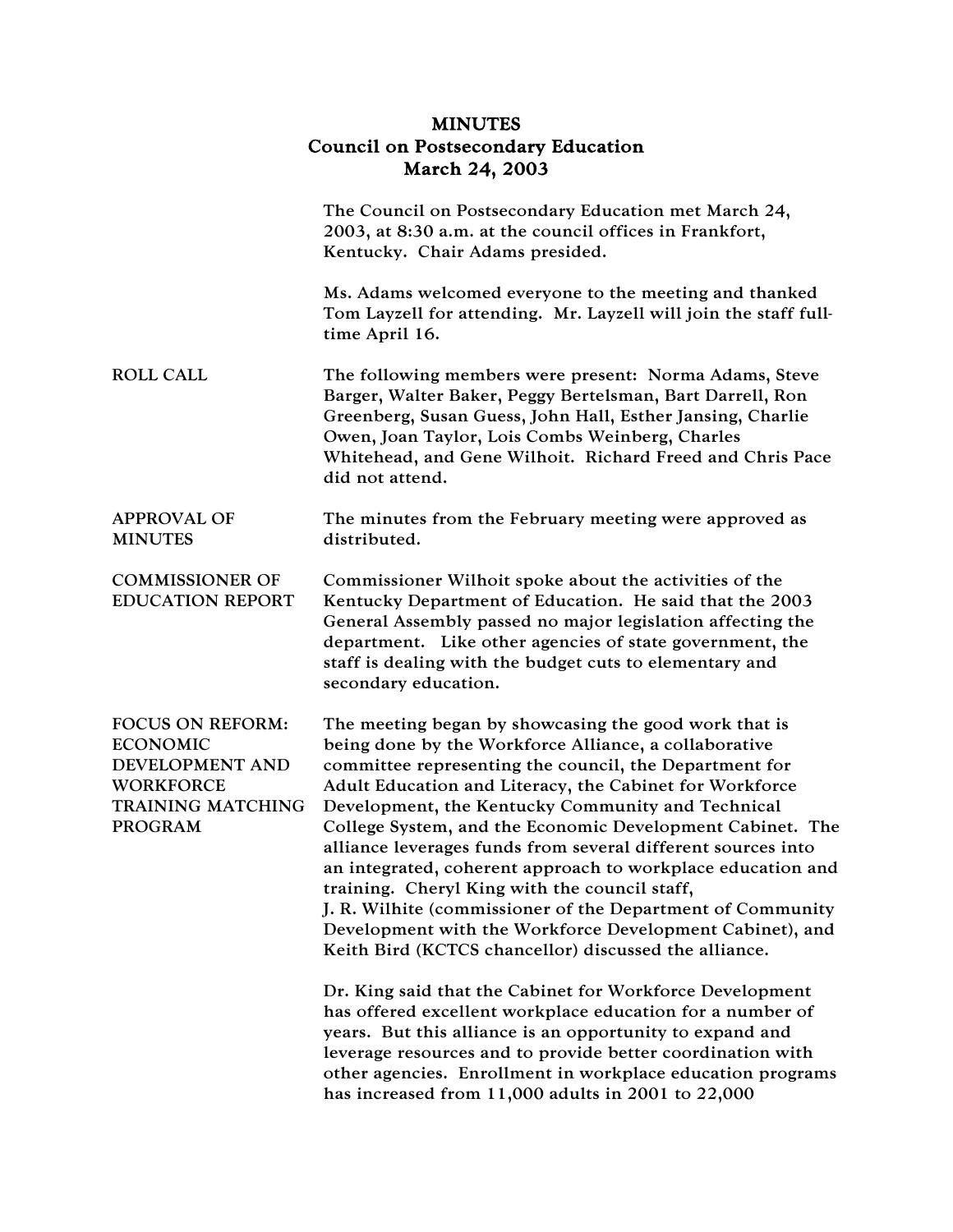# MINUTES
## Council on Postsecondary Education
### March 24, 2003

The Council on Postsecondary Education met March 24, 2003, at 8:30 a.m. at the council offices in Frankfort, Kentucky. Chair Adams presided.

Ms. Adams welcomed everyone to the meeting and thanked Tom Layzell for attending. Mr. Layzell will join the staff full-time April 16.

**ROLL CALL**

The following members were present: Norma Adams, Steve Barger, Walter Baker, Peggy Bertelsman, Bart Darrell, Ron Greenberg, Susan Guess, John Hall, Esther Jansing, Charlie Owen, Joan Taylor, Lois Combs Weinberg, Charles Whitehead, and Gene Wilhoit. Richard Freed and Chris Pace did not attend.

**APPROVAL OF MINUTES**

The minutes from the February meeting were approved as distributed.

**COMMISSIONER OF EDUCATION REPORT**

Commissioner Wilhoit spoke about the activities of the Kentucky Department of Education. He said that the 2003 General Assembly passed no major legislation affecting the department. Like other agencies of state government, the staff is dealing with the budget cuts to elementary and secondary education.

**FOCUS ON REFORM: ECONOMIC DEVELOPMENT AND WORKFORCE TRAINING MATCHING PROGRAM**

The meeting began by showcasing the good work that is being done by the Workforce Alliance, a collaborative committee representing the council, the Department for Adult Education and Literacy, the Cabinet for Workforce Development, the Kentucky Community and Technical College System, and the Economic Development Cabinet. The alliance leverages funds from several different sources into an integrated, coherent approach to workplace education and training. Cheryl King with the council staff, J. R. Wilhite (commissioner of the Department of Community Development with the Workforce Development Cabinet), and Keith Bird (KCTCS chancellor) discussed the alliance.

Dr. King said that the Cabinet for Workforce Development has offered excellent workplace education for a number of years. But this alliance is an opportunity to expand and leverage resources and to provide better coordination with other agencies. Enrollment in workplace education programs has increased from 11,000 adults in 2001 to 22,000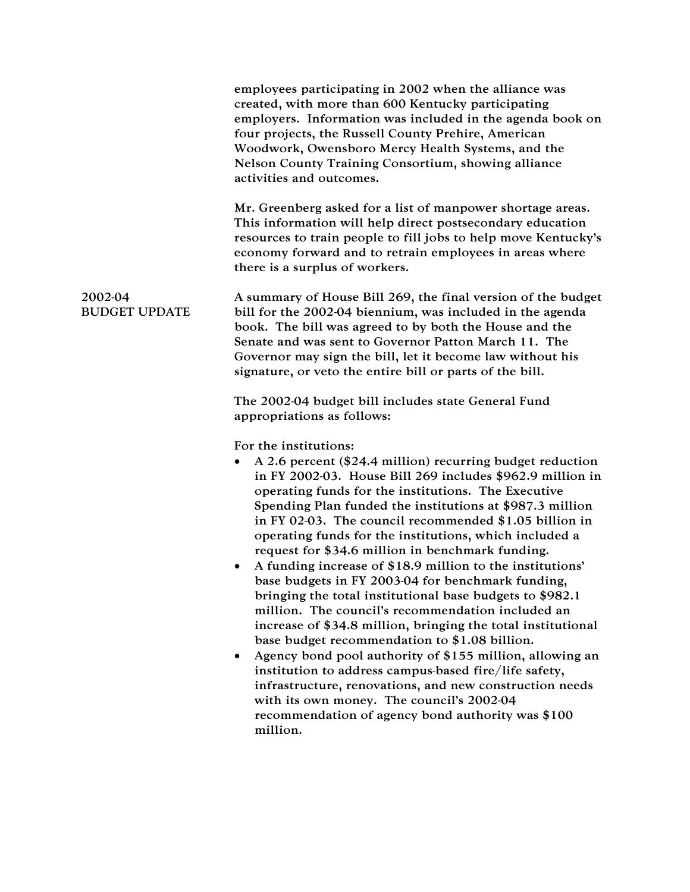employees participating in 2002 when the alliance was created, with more than 600 Kentucky participating employers. Information was included in the agenda book on four projects, the Russell County Prehire, American Woodwork, Owensboro Mercy Health Systems, and the Nelson County Training Consortium, showing alliance activities and outcomes.

Mr. Greenberg asked for a list of manpower shortage areas. This information will help direct postsecondary education resources to train people to fill jobs to help move Kentucky's economy forward and to retrain employees in areas where there is a surplus of workers.

## 2002-04 BUDGET UPDATE

A summary of House Bill 269, the final version of the budget bill for the 2002-04 biennium, was included in the agenda book. The bill was agreed to by both the House and the Senate and was sent to Governor Patton March 11. The Governor may sign the bill, let it become law without his signature, or veto the entire bill or parts of the bill.

The 2002-04 budget bill includes state General Fund appropriations as follows:

For the institutions:

- A 2.6 percent ($24.4 million) recurring budget reduction in FY 2002-03. House Bill 269 includes $962.9 million in operating funds for the institutions. The Executive Spending Plan funded the institutions at $987.3 million in FY 02-03. The council recommended $1.05 billion in operating funds for the institutions, which included a request for $34.6 million in benchmark funding.
- A funding increase of $18.9 million to the institutions' base budgets in FY 2003-04 for benchmark funding, bringing the total institutional base budgets to $982.1 million. The council's recommendation included an increase of $34.8 million, bringing the total institutional base budget recommendation to $1.08 billion.
- Agency bond pool authority of $155 million, allowing an institution to address campus-based fire/life safety, infrastructure, renovations, and new construction needs with its own money. The council's 2002-04 recommendation of agency bond authority was $100 million.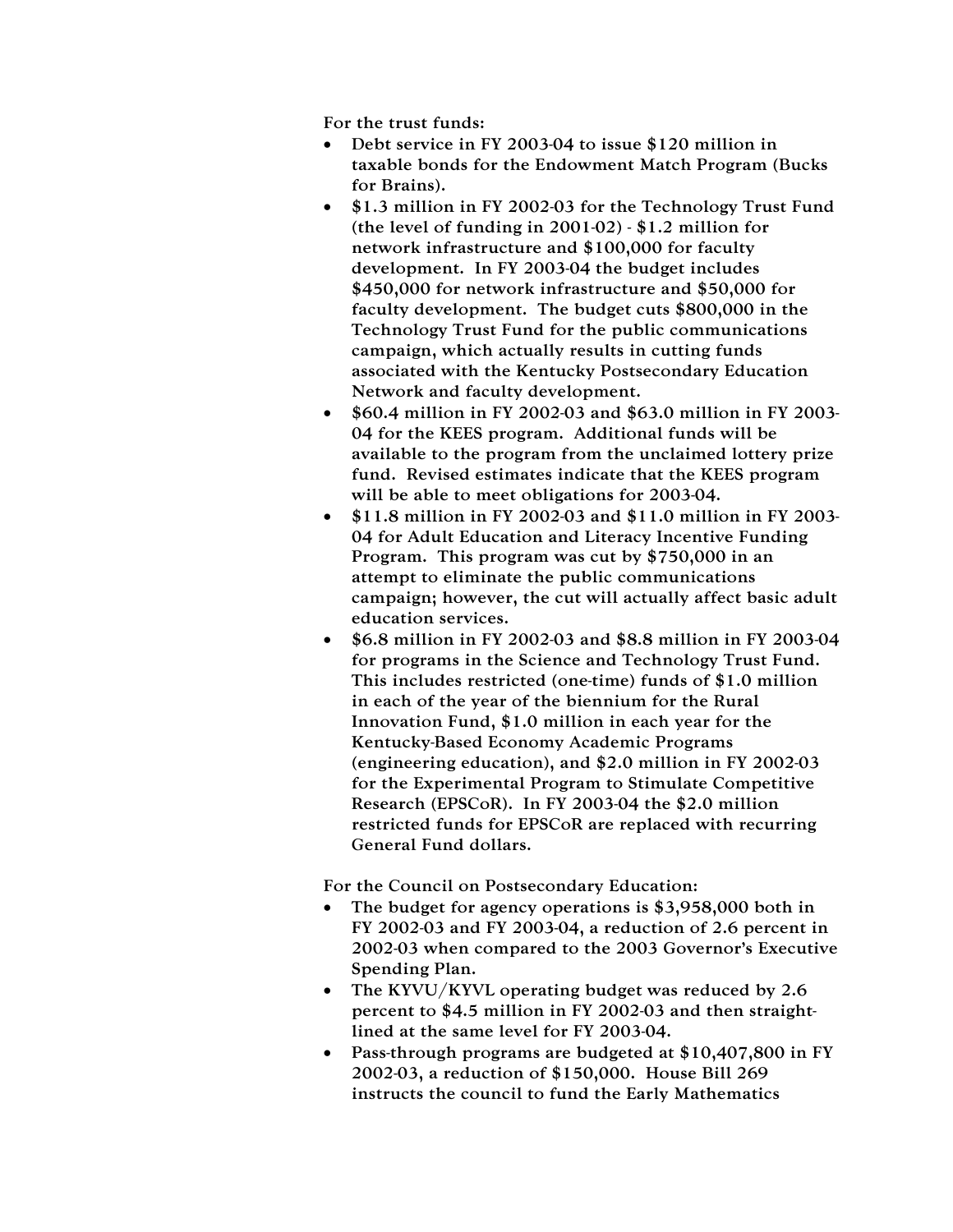For the trust funds:

- Debt service in FY 2003-04 to issue $120 million in taxable bonds for the Endowment Match Program (Bucks for Brains).
- $1.3 million in FY 2002-03 for the Technology Trust Fund (the level of funding in 2001-02) - $1.2 million for network infrastructure and $100,000 for faculty development. In FY 2003-04 the budget includes $450,000 for network infrastructure and $50,000 for faculty development. The budget cuts $800,000 in the Technology Trust Fund for the public communications campaign, which actually results in cutting funds associated with the Kentucky Postsecondary Education Network and faculty development.
- $60.4 million in FY 2002-03 and $63.0 million in FY 2003-04 for the KEES program. Additional funds will be available to the program from the unclaimed lottery prize fund. Revised estimates indicate that the KEES program will be able to meet obligations for 2003-04.
- $11.8 million in FY 2002-03 and $11.0 million in FY 2003-04 for Adult Education and Literacy Incentive Funding Program. This program was cut by $750,000 in an attempt to eliminate the public communications campaign; however, the cut will actually affect basic adult education services.
- $6.8 million in FY 2002-03 and $8.8 million in FY 2003-04 for programs in the Science and Technology Trust Fund. This includes restricted (one-time) funds of $1.0 million in each of the year of the biennium for the Rural Innovation Fund, $1.0 million in each year for the Kentucky-Based Economy Academic Programs (engineering education), and $2.0 million in FY 2002-03 for the Experimental Program to Stimulate Competitive Research (EPSCoR). In FY 2003-04 the $2.0 million restricted funds for EPSCoR are replaced with recurring General Fund dollars.

For the Council on Postsecondary Education:

- The budget for agency operations is $3,958,000 both in FY 2002-03 and FY 2003-04, a reduction of 2.6 percent in 2002-03 when compared to the 2003 Governor's Executive Spending Plan.
- The KYVU/KYVL operating budget was reduced by 2.6 percent to $4.5 million in FY 2002-03 and then straight-lined at the same level for FY 2003-04.
- Pass-through programs are budgeted at $10,407,800 in FY 2002-03, a reduction of $150,000. House Bill 269 instructs the council to fund the Early Mathematics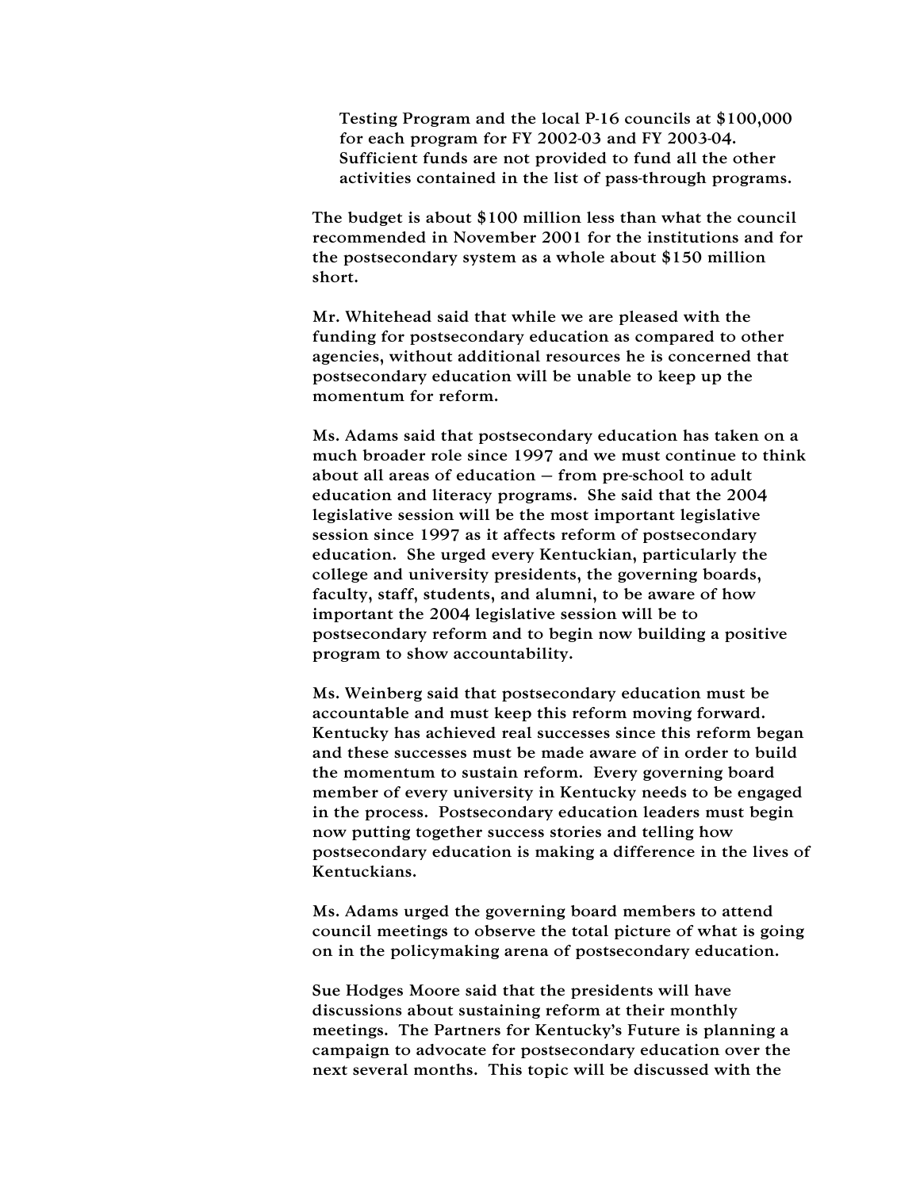Testing Program and the local P-16 councils at $100,000 for each program for FY 2002-03 and FY 2003-04. Sufficient funds are not provided to fund all the other activities contained in the list of pass-through programs.

The budget is about $100 million less than what the council recommended in November 2001 for the institutions and for the postsecondary system as a whole about $150 million short.

Mr. Whitehead said that while we are pleased with the funding for postsecondary education as compared to other agencies, without additional resources he is concerned that postsecondary education will be unable to keep up the momentum for reform.

Ms. Adams said that postsecondary education has taken on a much broader role since 1997 and we must continue to think about all areas of education – from pre-school to adult education and literacy programs. She said that the 2004 legislative session will be the most important legislative session since 1997 as it affects reform of postsecondary education. She urged every Kentuckian, particularly the college and university presidents, the governing boards, faculty, staff, students, and alumni, to be aware of how important the 2004 legislative session will be to postsecondary reform and to begin now building a positive program to show accountability.

Ms. Weinberg said that postsecondary education must be accountable and must keep this reform moving forward. Kentucky has achieved real successes since this reform began and these successes must be made aware of in order to build the momentum to sustain reform. Every governing board member of every university in Kentucky needs to be engaged in the process. Postsecondary education leaders must begin now putting together success stories and telling how postsecondary education is making a difference in the lives of Kentuckians.

Ms. Adams urged the governing board members to attend council meetings to observe the total picture of what is going on in the policymaking arena of postsecondary education.

Sue Hodges Moore said that the presidents will have discussions about sustaining reform at their monthly meetings. The Partners for Kentucky's Future is planning a campaign to advocate for postsecondary education over the next several months. This topic will be discussed with the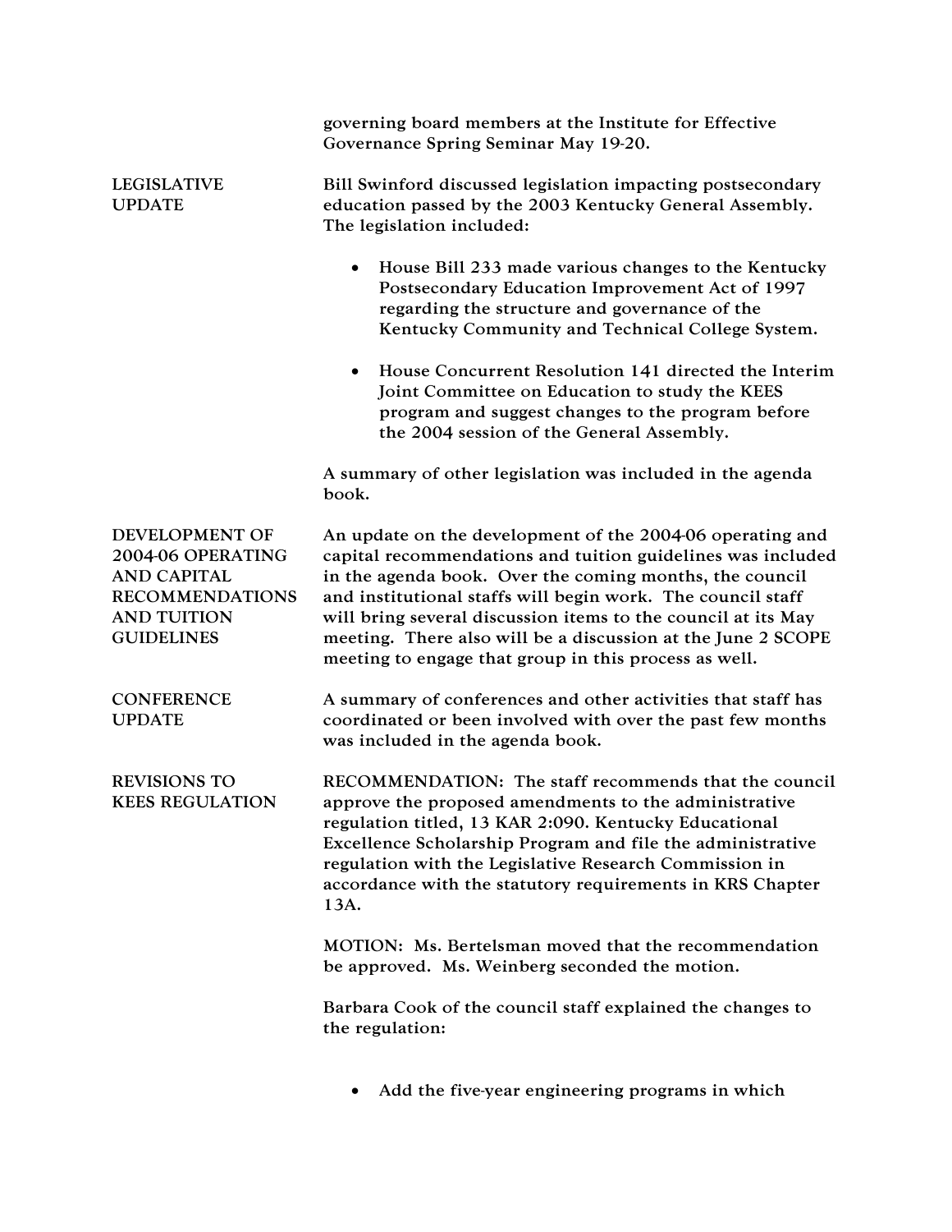governing board members at the Institute for Effective Governance Spring Seminar May 19-20.

**LEGISLATIVE UPDATE**

Bill Swinford discussed legislation impacting postsecondary education passed by the 2003 Kentucky General Assembly. The legislation included:

- House Bill 233 made various changes to the Kentucky Postsecondary Education Improvement Act of 1997 regarding the structure and governance of the Kentucky Community and Technical College System.

- House Concurrent Resolution 141 directed the Interim Joint Committee on Education to study the KEES program and suggest changes to the program before the 2004 session of the General Assembly.

A summary of other legislation was included in the agenda book.

**DEVELOPMENT OF 2004-06 OPERATING AND CAPITAL RECOMMENDATIONS AND TUITION GUIDELINES**

An update on the development of the 2004-06 operating and capital recommendations and tuition guidelines was included in the agenda book. Over the coming months, the council and institutional staffs will begin work. The council staff will bring several discussion items to the council at its May meeting. There also will be a discussion at the June 2 SCOPE meeting to engage that group in this process as well.

**CONFERENCE UPDATE**

A summary of conferences and other activities that staff has coordinated or been involved with over the past few months was included in the agenda book.

**REVISIONS TO KEES REGULATION**

RECOMMENDATION: The staff recommends that the council approve the proposed amendments to the administrative regulation titled, 13 KAR 2:090. Kentucky Educational Excellence Scholarship Program and file the administrative regulation with the Legislative Research Commission in accordance with the statutory requirements in KRS Chapter 13A.

MOTION: Ms. Bertelsman moved that the recommendation be approved. Ms. Weinberg seconded the motion.

Barbara Cook of the council staff explained the changes to the regulation:

- Add the five-year engineering programs in which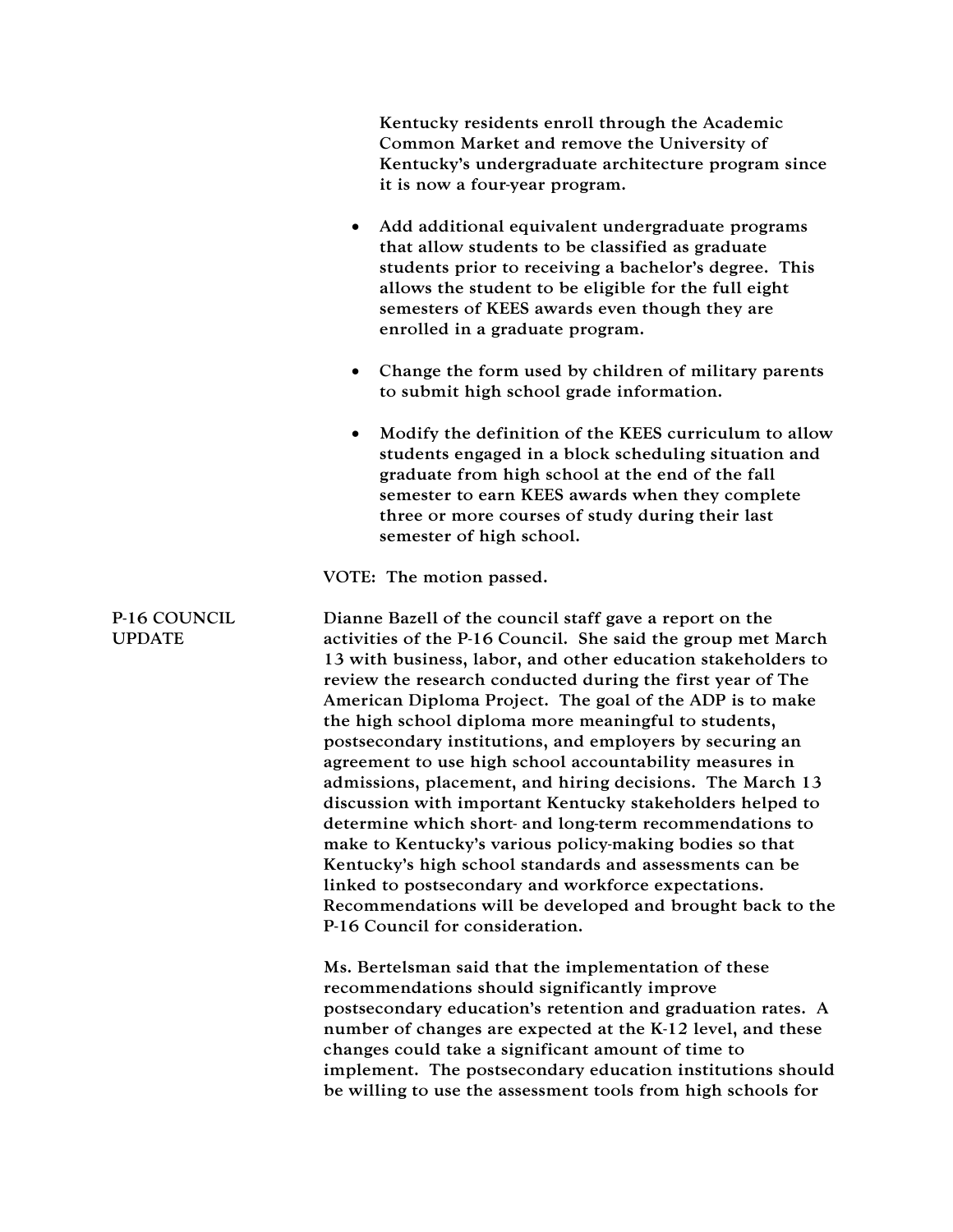Kentucky residents enroll through the Academic Common Market and remove the University of Kentucky's undergraduate architecture program since it is now a four-year program.

- Add additional equivalent undergraduate programs that allow students to be classified as graduate students prior to receiving a bachelor's degree. This allows the student to be eligible for the full eight semesters of KEES awards even though they are enrolled in a graduate program.

- Change the form used by children of military parents to submit high school grade information.

- Modify the definition of the KEES curriculum to allow students engaged in a block scheduling situation and graduate from high school at the end of the fall semester to earn KEES awards when they complete three or more courses of study during their last semester of high school.

VOTE: The motion passed.

**P-16 COUNCIL UPDATE**

Dianne Bazell of the council staff gave a report on the activities of the P-16 Council. She said the group met March 13 with business, labor, and other education stakeholders to review the research conducted during the first year of The American Diploma Project. The goal of the ADP is to make the high school diploma more meaningful to students, postsecondary institutions, and employers by securing an agreement to use high school accountability measures in admissions, placement, and hiring decisions. The March 13 discussion with important Kentucky stakeholders helped to determine which short- and long-term recommendations to make to Kentucky's various policy-making bodies so that Kentucky's high school standards and assessments can be linked to postsecondary and workforce expectations. Recommendations will be developed and brought back to the P-16 Council for consideration.

Ms. Bertelsman said that the implementation of these recommendations should significantly improve postsecondary education's retention and graduation rates. A number of changes are expected at the K-12 level, and these changes could take a significant amount of time to implement. The postsecondary education institutions should be willing to use the assessment tools from high schools for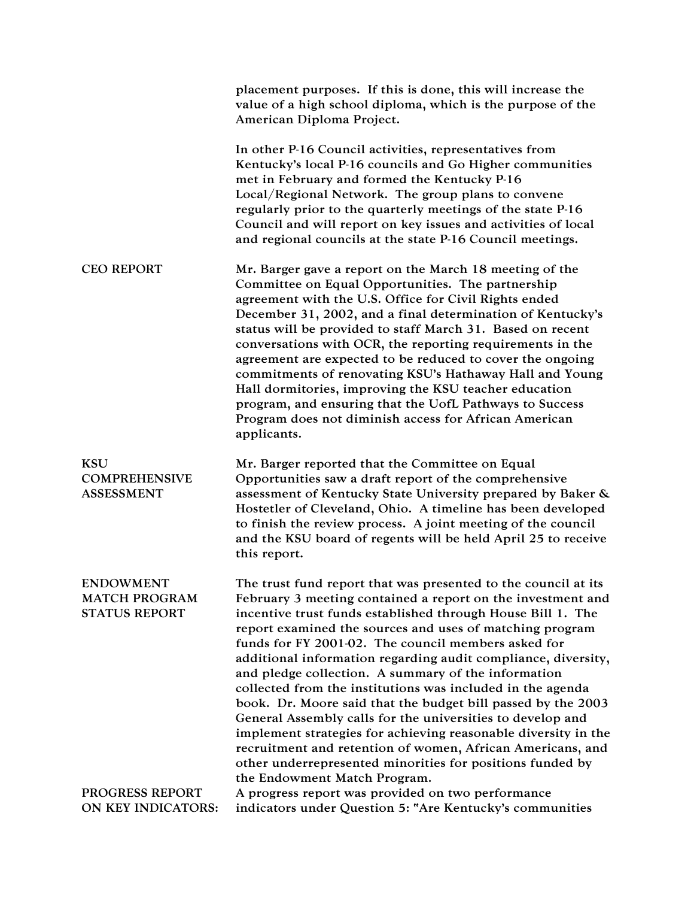placement purposes. If this is done, this will increase the value of a high school diploma, which is the purpose of the American Diploma Project.

In other P-16 Council activities, representatives from Kentucky's local P-16 councils and Go Higher communities met in February and formed the Kentucky P-16 Local/Regional Network. The group plans to convene regularly prior to the quarterly meetings of the state P-16 Council and will report on key issues and activities of local and regional councils at the state P-16 Council meetings.

**CEO REPORT**

Mr. Barger gave a report on the March 18 meeting of the Committee on Equal Opportunities. The partnership agreement with the U.S. Office for Civil Rights ended December 31, 2002, and a final determination of Kentucky's status will be provided to staff March 31. Based on recent conversations with OCR, the reporting requirements in the agreement are expected to be reduced to cover the ongoing commitments of renovating KSU's Hathaway Hall and Young Hall dormitories, improving the KSU teacher education program, and ensuring that the UofL Pathways to Success Program does not diminish access for African American applicants.

**KSU COMPREHENSIVE ASSESSMENT**

Mr. Barger reported that the Committee on Equal Opportunities saw a draft report of the comprehensive assessment of Kentucky State University prepared by Baker & Hostetler of Cleveland, Ohio. A timeline has been developed to finish the review process. A joint meeting of the council and the KSU board of regents will be held April 25 to receive this report.

**ENDOWMENT MATCH PROGRAM STATUS REPORT**

The trust fund report that was presented to the council at its February 3 meeting contained a report on the investment and incentive trust funds established through House Bill 1. The report examined the sources and uses of matching program funds for FY 2001-02. The council members asked for additional information regarding audit compliance, diversity, and pledge collection. A summary of the information collected from the institutions was included in the agenda book. Dr. Moore said that the budget bill passed by the 2003 General Assembly calls for the universities to develop and implement strategies for achieving reasonable diversity in the recruitment and retention of women, African Americans, and other underrepresented minorities for positions funded by the Endowment Match Program.

**PROGRESS REPORT ON KEY INDICATORS:**

A progress report was provided on two performance indicators under Question 5: "Are Kentucky's communities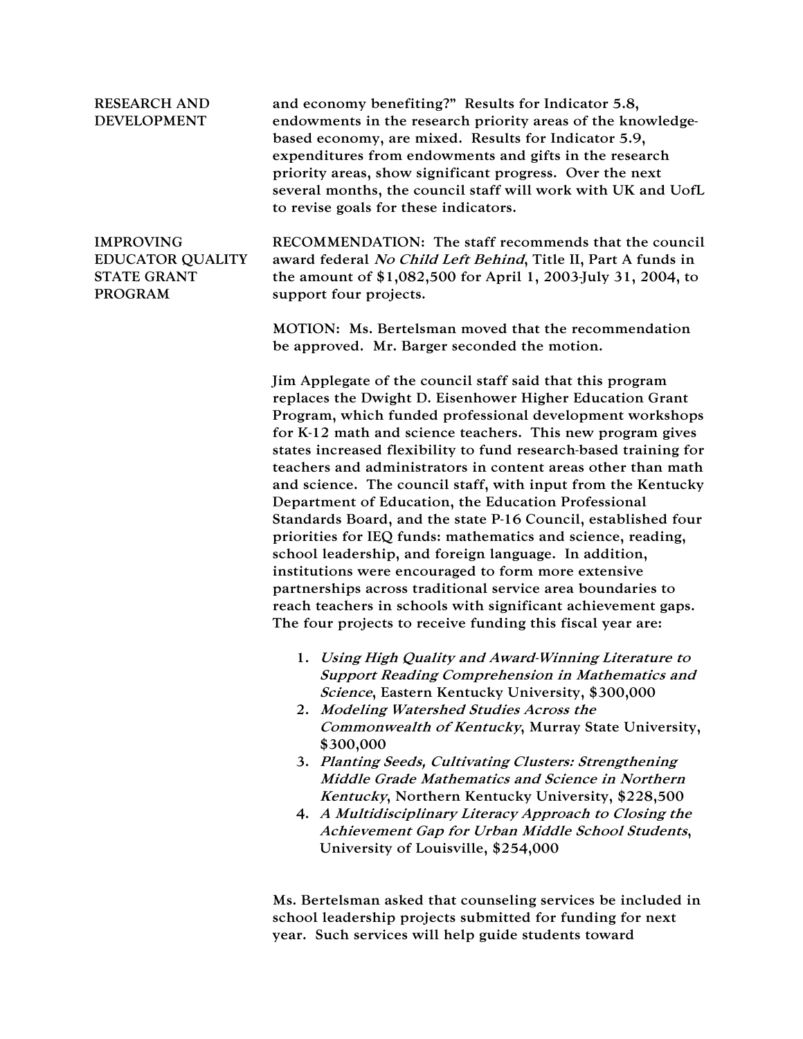## RESEARCH AND DEVELOPMENT

and economy benefiting?" Results for Indicator 5.8, endowments in the research priority areas of the knowledge-based economy, are mixed. Results for Indicator 5.9, expenditures from endowments and gifts in the research priority areas, show significant progress. Over the next several months, the council staff will work with UK and UofL to revise goals for these indicators.

## IMPROVING EDUCATOR QUALITY STATE GRANT PROGRAM

RECOMMENDATION: The staff recommends that the council award federal *No Child Left Behind*, Title II, Part A funds in the amount of $1,082,500 for April 1, 2003-July 31, 2004, to support four projects.

MOTION: Ms. Bertelsman moved that the recommendation be approved. Mr. Barger seconded the motion.

Jim Applegate of the council staff said that this program replaces the Dwight D. Eisenhower Higher Education Grant Program, which funded professional development workshops for K-12 math and science teachers. This new program gives states increased flexibility to fund research-based training for teachers and administrators in content areas other than math and science. The council staff, with input from the Kentucky Department of Education, the Education Professional Standards Board, and the state P-16 Council, established four priorities for IEQ funds: mathematics and science, reading, school leadership, and foreign language. In addition, institutions were encouraged to form more extensive partnerships across traditional service area boundaries to reach teachers in schools with significant achievement gaps. The four projects to receive funding this fiscal year are:

1. *Using High Quality and Award-Winning Literature to Support Reading Comprehension in Mathematics and Science*, Eastern Kentucky University, $300,000
2. *Modeling Watershed Studies Across the Commonwealth of Kentucky*, Murray State University, $300,000
3. *Planting Seeds, Cultivating Clusters: Strengthening Middle Grade Mathematics and Science in Northern Kentucky*, Northern Kentucky University, $228,500
4. *A Multidisciplinary Literacy Approach to Closing the Achievement Gap for Urban Middle School Students*, University of Louisville, $254,000

Ms. Bertelsman asked that counseling services be included in school leadership projects submitted for funding for next year. Such services will help guide students toward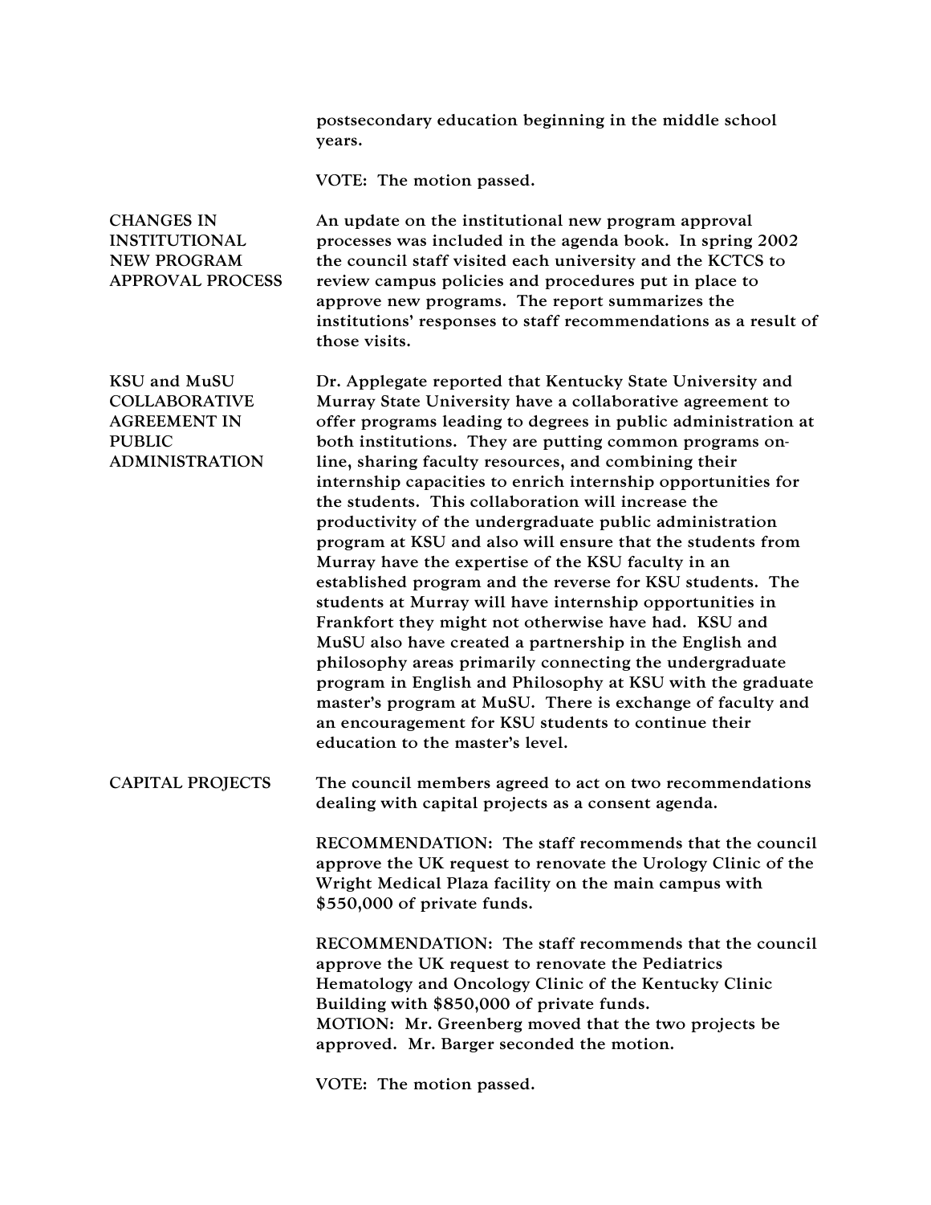postsecondary education beginning in the middle school years.

VOTE: The motion passed.

**CHANGES IN INSTITUTIONAL NEW PROGRAM APPROVAL PROCESS**

An update on the institutional new program approval processes was included in the agenda book. In spring 2002 the council staff visited each university and the KCTCS to review campus policies and procedures put in place to approve new programs. The report summarizes the institutions' responses to staff recommendations as a result of those visits.

**KSU and MuSU COLLABORATIVE AGREEMENT IN PUBLIC ADMINISTRATION**

Dr. Applegate reported that Kentucky State University and Murray State University have a collaborative agreement to offer programs leading to degrees in public administration at both institutions. They are putting common programs on-line, sharing faculty resources, and combining their internship capacities to enrich internship opportunities for the students. This collaboration will increase the productivity of the undergraduate public administration program at KSU and also will ensure that the students from Murray have the expertise of the KSU faculty in an established program and the reverse for KSU students. The students at Murray will have internship opportunities in Frankfort they might not otherwise have had. KSU and MuSU also have created a partnership in the English and philosophy areas primarily connecting the undergraduate program in English and Philosophy at KSU with the graduate master's program at MuSU. There is exchange of faculty and an encouragement for KSU students to continue their education to the master's level.

**CAPITAL PROJECTS**

The council members agreed to act on two recommendations dealing with capital projects as a consent agenda.

RECOMMENDATION: The staff recommends that the council approve the UK request to renovate the Urology Clinic of the Wright Medical Plaza facility on the main campus with $550,000 of private funds.

RECOMMENDATION: The staff recommends that the council approve the UK request to renovate the Pediatrics Hematology and Oncology Clinic of the Kentucky Clinic Building with $850,000 of private funds.
MOTION: Mr. Greenberg moved that the two projects be approved. Mr. Barger seconded the motion.

VOTE: The motion passed.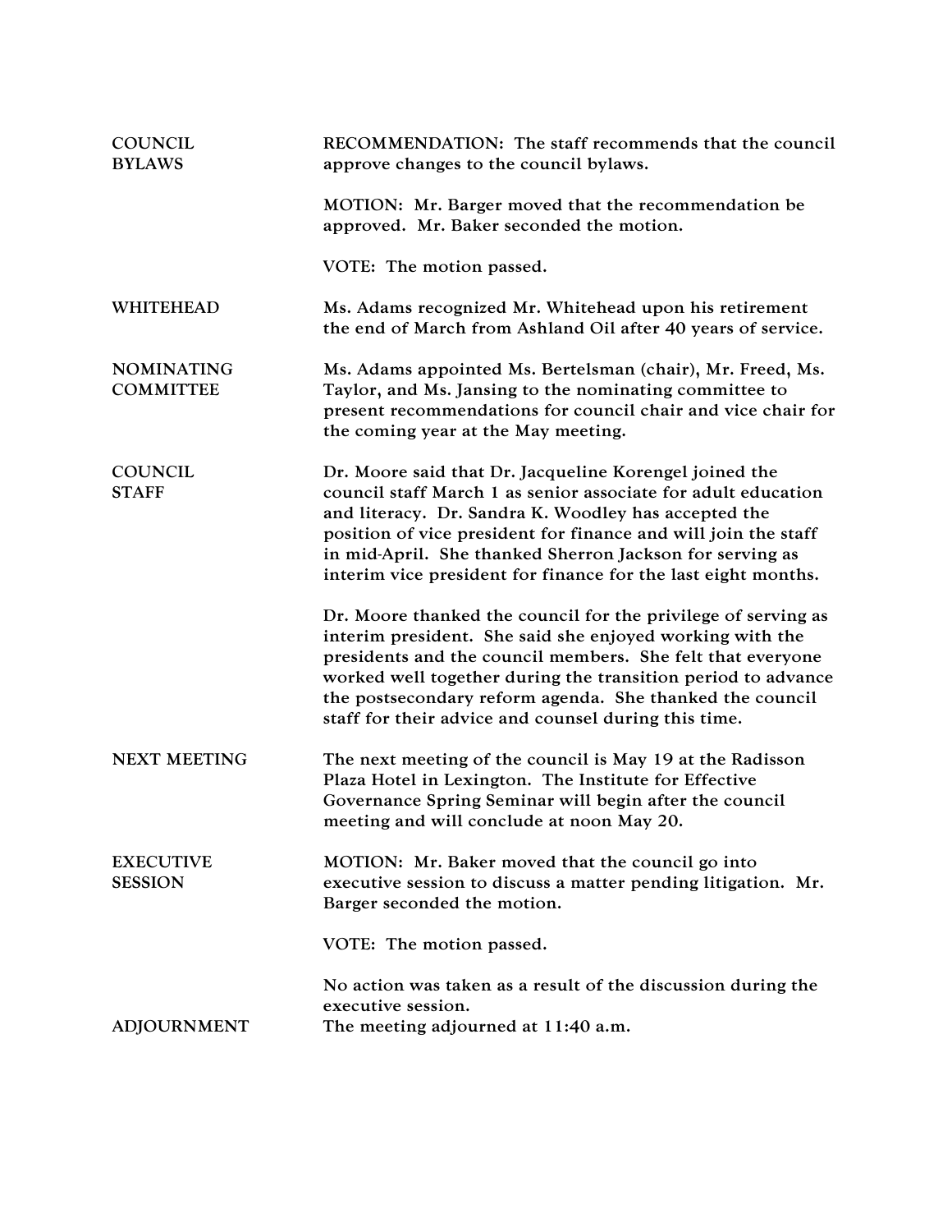**COUNCIL BYLAWS**

RECOMMENDATION: The staff recommends that the council approve changes to the council bylaws.

MOTION: Mr. Barger moved that the recommendation be approved. Mr. Baker seconded the motion.

VOTE: The motion passed.

**WHITEHEAD**

Ms. Adams recognized Mr. Whitehead upon his retirement the end of March from Ashland Oil after 40 years of service.

**NOMINATING COMMITTEE**

Ms. Adams appointed Ms. Bertelsman (chair), Mr. Freed, Ms. Taylor, and Ms. Jansing to the nominating committee to present recommendations for council chair and vice chair for the coming year at the May meeting.

**COUNCIL STAFF**

Dr. Moore said that Dr. Jacqueline Korengel joined the council staff March 1 as senior associate for adult education and literacy. Dr. Sandra K. Woodley has accepted the position of vice president for finance and will join the staff in mid-April. She thanked Sherron Jackson for serving as interim vice president for finance for the last eight months.

Dr. Moore thanked the council for the privilege of serving as interim president. She said she enjoyed working with the presidents and the council members. She felt that everyone worked well together during the transition period to advance the postsecondary reform agenda. She thanked the council staff for their advice and counsel during this time.

**NEXT MEETING**

The next meeting of the council is May 19 at the Radisson Plaza Hotel in Lexington. The Institute for Effective Governance Spring Seminar will begin after the council meeting and will conclude at noon May 20.

**EXECUTIVE SESSION**

MOTION: Mr. Baker moved that the council go into executive session to discuss a matter pending litigation. Mr. Barger seconded the motion.

VOTE: The motion passed.

No action was taken as a result of the discussion during the executive session.

**ADJOURNMENT**

The meeting adjourned at 11:40 a.m.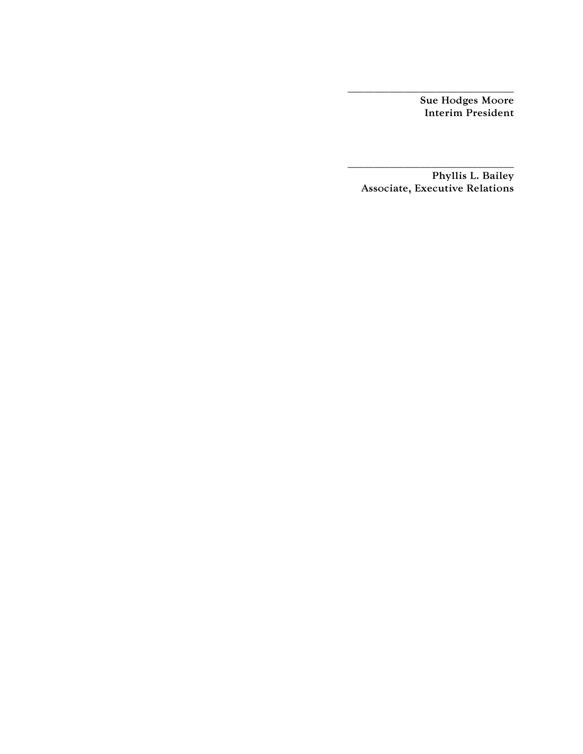\_\_\_\_\_\_\_\_\_\_\_\_\_\_\_\_\_\_\_\_\_\_\_\_\_\_\_\_\_\_

**Sue Hodges Moore**
**Interim President**

\_\_\_\_\_\_\_\_\_\_\_\_\_\_\_\_\_\_\_\_\_\_\_\_\_\_\_\_\_\_

**Phyllis L. Bailey**
**Associate, Executive Relations**